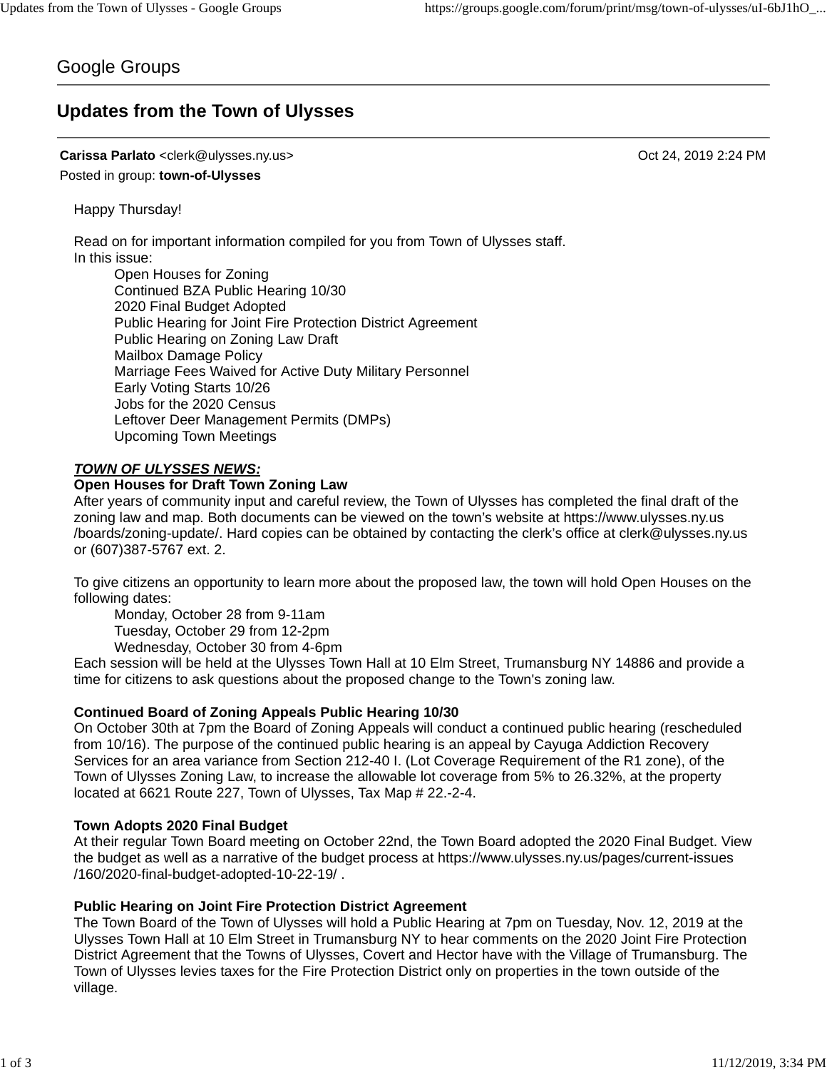Google Groups

# Updates from the Town of Ulysses

**Carissa Parlato** <clerk@ulysses.ny.us> Oct 24, 2019 2:24 PM

Posted in group: **town-of-Ulysses**

Happy Thursday!

Read on for important information compiled for you from Town of Ulysses staff.
In this issue:

- Open Houses for Zoning
- Continued BZA Public Hearing 10/30
- 2020 Final Budget Adopted
- Public Hearing for Joint Fire Protection District Agreement
- Public Hearing on Zoning Law Draft
- Mailbox Damage Policy
- Marriage Fees Waived for Active Duty Military Personnel
- Early Voting Starts 10/26
- Jobs for the 2020 Census
- Leftover Deer Management Permits (DMPs)
- Upcoming Town Meetings

***TOWN OF ULYSSES NEWS:***

**Open Houses for Draft Town Zoning Law**

After years of community input and careful review, the Town of Ulysses has completed the final draft of the zoning law and map. Both documents can be viewed on the town's website at https://www.ulysses.ny.us/boards/zoning-update/. Hard copies can be obtained by contacting the clerk's office at clerk@ulysses.ny.us or (607)387-5767 ext. 2.

To give citizens an opportunity to learn more about the proposed law, the town will hold Open Houses on the following dates:

- Monday, October 28 from 9-11am
- Tuesday, October 29 from 12-2pm
- Wednesday, October 30 from 4-6pm

Each session will be held at the Ulysses Town Hall at 10 Elm Street, Trumansburg NY 14886 and provide a time for citizens to ask questions about the proposed change to the Town's zoning law.

**Continued Board of Zoning Appeals Public Hearing 10/30**

On October 30th at 7pm the Board of Zoning Appeals will conduct a continued public hearing (rescheduled from 10/16). The purpose of the continued public hearing is an appeal by Cayuga Addiction Recovery Services for an area variance from Section 212-40 I. (Lot Coverage Requirement of the R1 zone), of the Town of Ulysses Zoning Law, to increase the allowable lot coverage from 5% to 26.32%, at the property located at 6621 Route 227, Town of Ulysses, Tax Map # 22.-2-4.

**Town Adopts 2020 Final Budget**

At their regular Town Board meeting on October 22nd, the Town Board adopted the 2020 Final Budget. View the budget as well as a narrative of the budget process at https://www.ulysses.ny.us/pages/current-issues/160/2020-final-budget-adopted-10-22-19/ .

**Public Hearing on Joint Fire Protection District Agreement**

The Town Board of the Town of Ulysses will hold a Public Hearing at 7pm on Tuesday, Nov. 12, 2019 at the Ulysses Town Hall at 10 Elm Street in Trumansburg NY to hear comments on the 2020 Joint Fire Protection District Agreement that the Towns of Ulysses, Covert and Hector have with the Village of Trumansburg. The Town of Ulysses levies taxes for the Fire Protection District only on properties in the town outside of the village.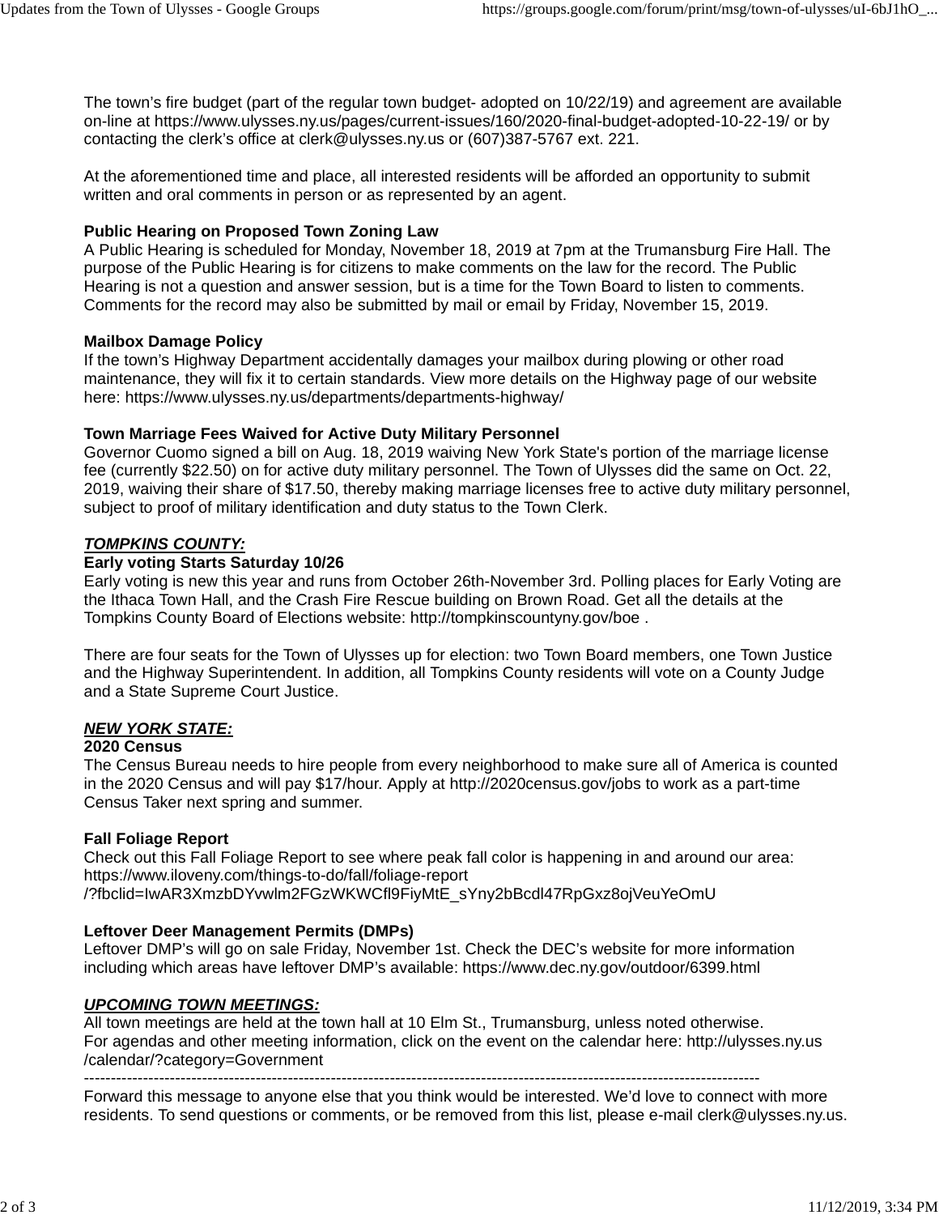The town's fire budget (part of the regular town budget- adopted on 10/22/19) and agreement are available on-line at https://www.ulysses.ny.us/pages/current-issues/160/2020-final-budget-adopted-10-22-19/ or by contacting the clerk's office at clerk@ulysses.ny.us or (607)387-5767 ext. 221.

At the aforementioned time and place, all interested residents will be afforded an opportunity to submit written and oral comments in person or as represented by an agent.

**Public Hearing on Proposed Town Zoning Law**
A Public Hearing is scheduled for Monday, November 18, 2019 at 7pm at the Trumansburg Fire Hall. The purpose of the Public Hearing is for citizens to make comments on the law for the record. The Public Hearing is not a question and answer session, but is a time for the Town Board to listen to comments. Comments for the record may also be submitted by mail or email by Friday, November 15, 2019.

**Mailbox Damage Policy**
If the town's Highway Department accidentally damages your mailbox during plowing or other road maintenance, they will fix it to certain standards. View more details on the Highway page of our website here: https://www.ulysses.ny.us/departments/departments-highway/

**Town Marriage Fees Waived for Active Duty Military Personnel**
Governor Cuomo signed a bill on Aug. 18, 2019 waiving New York State's portion of the marriage license fee (currently $22.50) on for active duty military personnel. The Town of Ulysses did the same on Oct. 22, 2019, waiving their share of $17.50, thereby making marriage licenses free to active duty military personnel, subject to proof of military identification and duty status to the Town Clerk.

***TOMPKINS COUNTY:***

**Early voting Starts Saturday 10/26**
Early voting is new this year and runs from October 26th-November 3rd. Polling places for Early Voting are the Ithaca Town Hall, and the Crash Fire Rescue building on Brown Road. Get all the details at the Tompkins County Board of Elections website: http://tompkinscountyny.gov/boe .

There are four seats for the Town of Ulysses up for election: two Town Board members, one Town Justice and the Highway Superintendent. In addition, all Tompkins County residents will vote on a County Judge and a State Supreme Court Justice.

***NEW YORK STATE:***

**2020 Census**
The Census Bureau needs to hire people from every neighborhood to make sure all of America is counted in the 2020 Census and will pay $17/hour. Apply at http://2020census.gov/jobs to work as a part-time Census Taker next spring and summer.

**Fall Foliage Report**
Check out this Fall Foliage Report to see where peak fall color is happening in and around our area: https://www.iloveny.com/things-to-do/fall/foliage-report/?fbclid=IwAR3XmzbDYvwlm2FGzWKWCfl9FiyMtE_sYny2bBcdl47RpGxz8ojVeuYeOmU

**Leftover Deer Management Permits (DMPs)**
Leftover DMP's will go on sale Friday, November 1st. Check the DEC's website for more information including which areas have leftover DMP's available: https://www.dec.ny.gov/outdoor/6399.html

***UPCOMING TOWN MEETINGS:***

All town meetings are held at the town hall at 10 Elm St., Trumansburg, unless noted otherwise.
For agendas and other meeting information, click on the event on the calendar here: http://ulysses.ny.us/calendar/?category=Government

---

Forward this message to anyone else that you think would be interested. We'd love to connect with more residents. To send questions or comments, or be removed from this list, please e-mail clerk@ulysses.ny.us.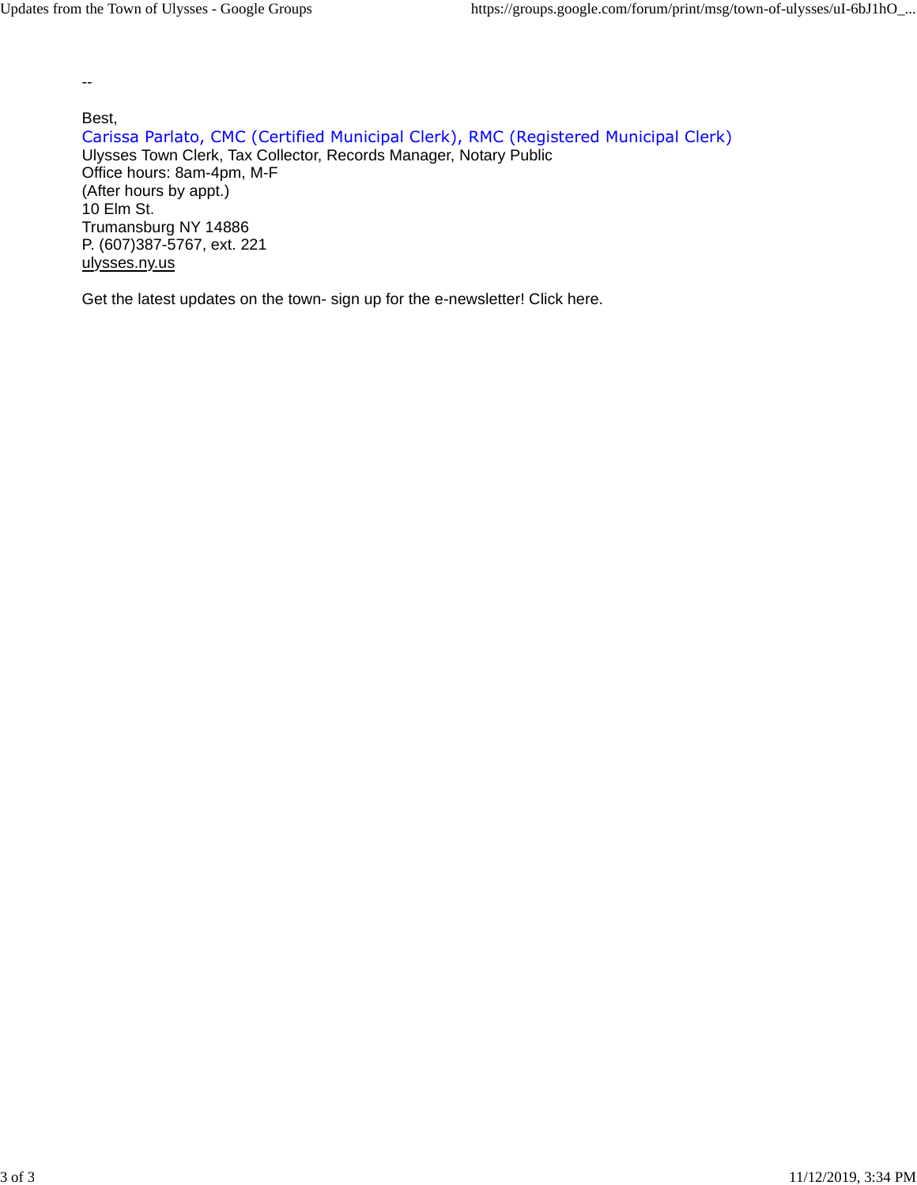--

Best,
Carissa Parlato, CMC (Certified Municipal Clerk), RMC (Registered Municipal Clerk)
Ulysses Town Clerk, Tax Collector, Records Manager, Notary Public
Office hours: 8am-4pm, M-F
(After hours by appt.)
10 Elm St.
Trumansburg NY 14886
P. (607)387-5767, ext. 221
ulysses.ny.us

Get the latest updates on the town- sign up for the e-newsletter! Click here.